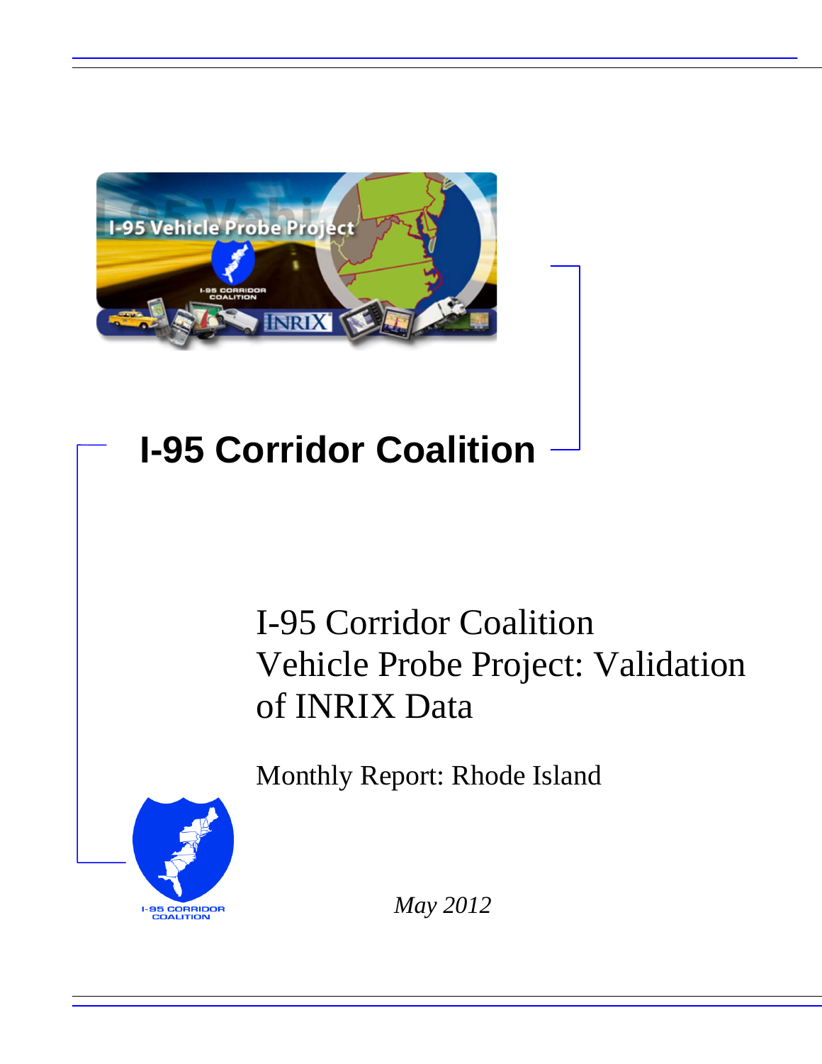# I-95 Corridor Coalition

## I-95 Corridor Coalition Vehicle Probe Project: Validation of INRIX Data

Monthly Report: Rhode Island

*May 2012*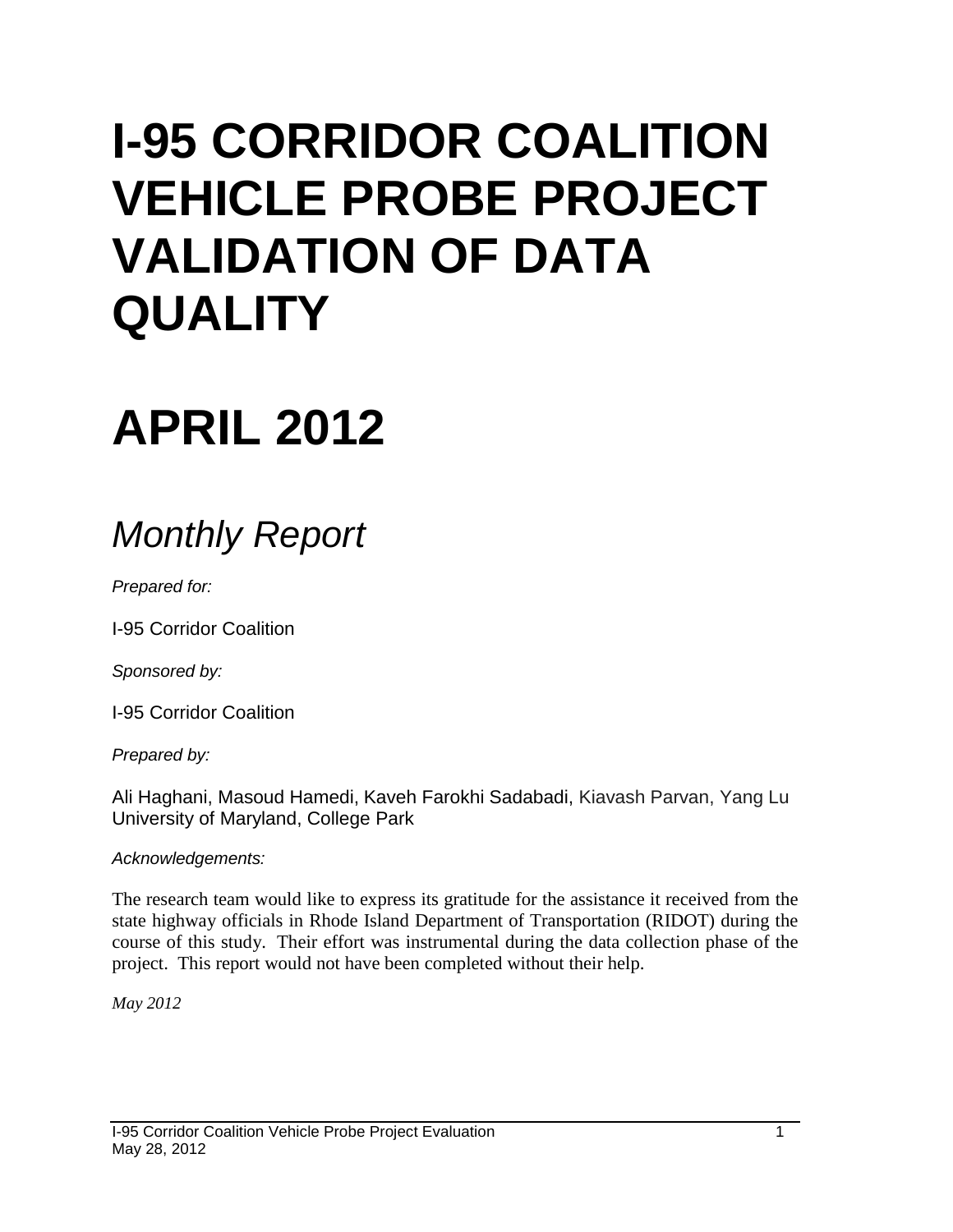# I-95 CORRIDOR COALITION VEHICLE PROBE PROJECT VALIDATION OF DATA QUALITY

# APRIL 2012

## *Monthly Report*

*Prepared for:*

I-95 Corridor Coalition

*Sponsored by:*

I-95 Corridor Coalition

*Prepared by:*

Ali Haghani, Masoud Hamedi, Kaveh Farokhi Sadabadi, Kiavash Parvan, Yang Lu
University of Maryland, College Park

*Acknowledgements:*

The research team would like to express its gratitude for the assistance it received from the state highway officials in Rhode Island Department of Transportation (RIDOT) during the course of this study. Their effort was instrumental during the data collection phase of the project. This report would not have been completed without their help.

*May 2012*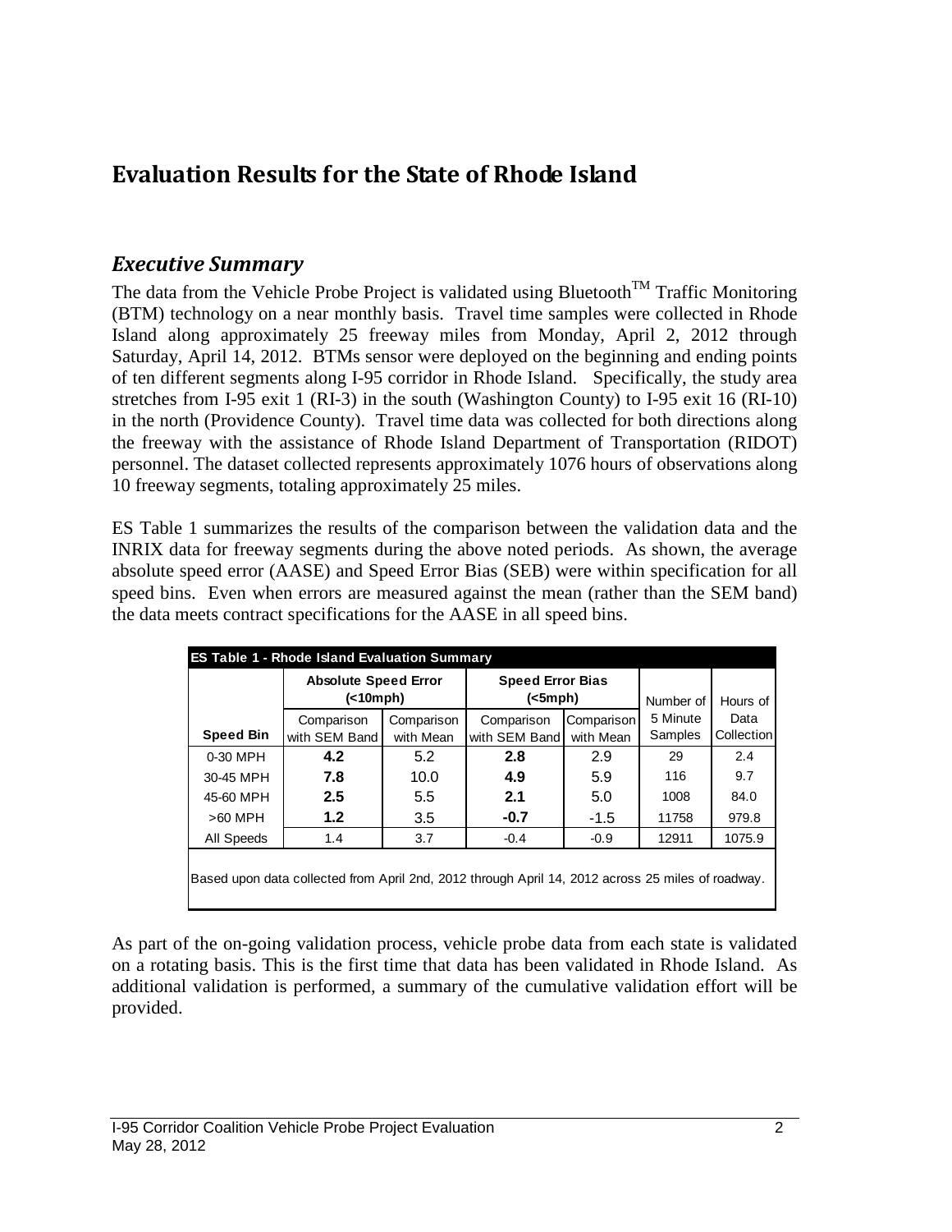# Evaluation Results for the State of Rhode Island

## *Executive Summary*

The data from the Vehicle Probe Project is validated using Bluetooth$^{TM}$ Traffic Monitoring (BTM) technology on a near monthly basis. Travel time samples were collected in Rhode Island along approximately 25 freeway miles from Monday, April 2, 2012 through Saturday, April 14, 2012. BTMs sensor were deployed on the beginning and ending points of ten different segments along I-95 corridor in Rhode Island. Specifically, the study area stretches from I-95 exit 1 (RI-3) in the south (Washington County) to I-95 exit 16 (RI-10) in the north (Providence County). Travel time data was collected for both directions along the freeway with the assistance of Rhode Island Department of Transportation (RIDOT) personnel. The dataset collected represents approximately 1076 hours of observations along 10 freeway segments, totaling approximately 25 miles.

ES Table 1 summarizes the results of the comparison between the validation data and the INRIX data for freeway segments during the above noted periods. As shown, the average absolute speed error (AASE) and Speed Error Bias (SEB) were within specification for all speed bins. Even when errors are measured against the mean (rather than the SEM band) the data meets contract specifications for the AASE in all speed bins.

**ES Table 1 - Rhode Island Evaluation Summary**

| | Absolute Speed Error (<10mph) | | Speed Error Bias (<5mph) | | Number of 5 Minute Samples | Hours of Data Collection |
|---|---|---|---|---|---|---|
| **Speed Bin** | Comparison with SEM Band | Comparison with Mean | Comparison with SEM Band | Comparison with Mean | | |
| 0-30 MPH | **4.2** | 5.2 | **2.8** | 2.9 | 29 | 2.4 |
| 30-45 MPH | **7.8** | 10.0 | **4.9** | 5.9 | 116 | 9.7 |
| 45-60 MPH | **2.5** | 5.5 | **2.1** | 5.0 | 1008 | 84.0 |
| >60 MPH | **1.2** | 3.5 | **-0.7** | -1.5 | 11758 | 979.8 |
| All Speeds | 1.4 | 3.7 | -0.4 | -0.9 | 12911 | 1075.9 |

Based upon data collected from April 2nd, 2012 through April 14, 2012 across 25 miles of roadway.

As part of the on-going validation process, vehicle probe data from each state is validated on a rotating basis. This is the first time that data has been validated in Rhode Island. As additional validation is performed, a summary of the cumulative validation effort will be provided.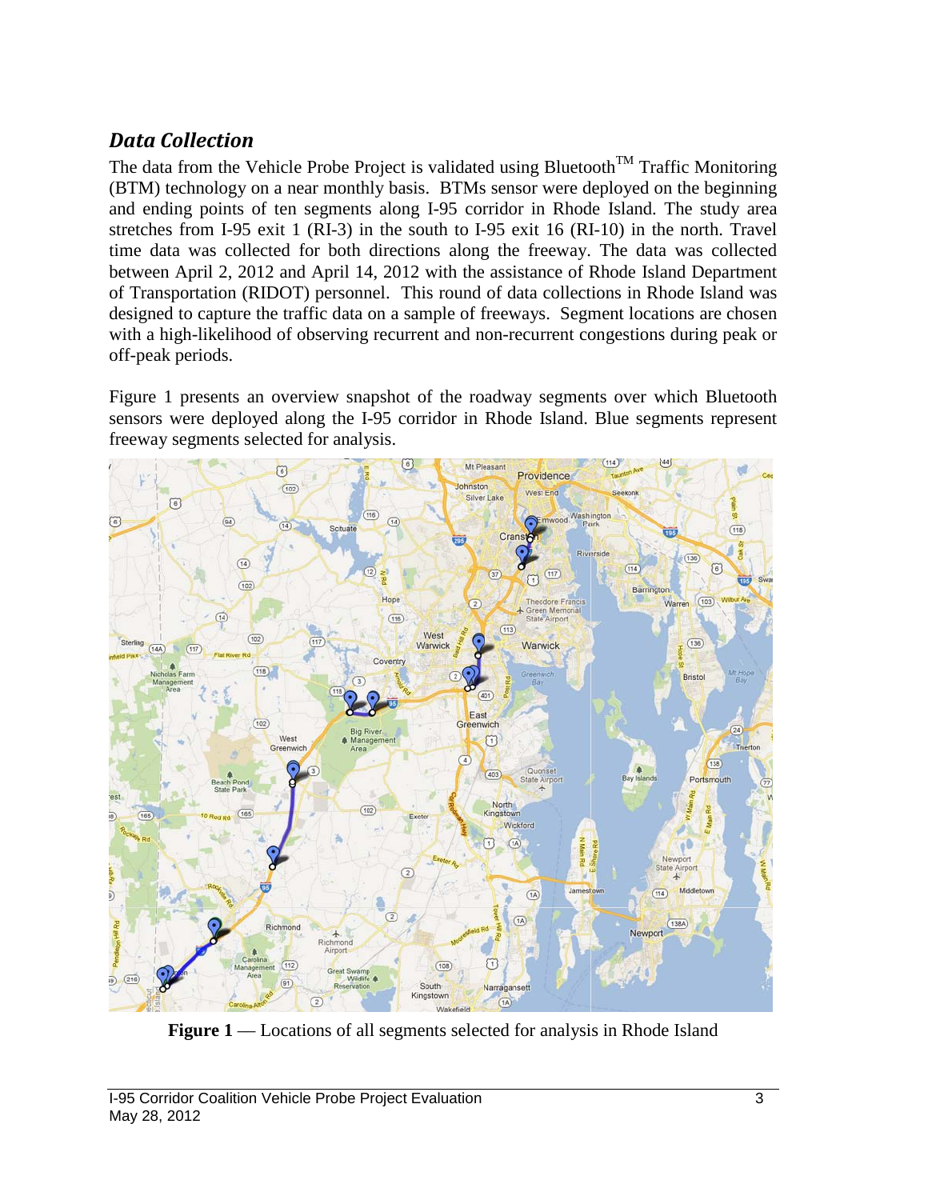## *Data Collection*

The data from the Vehicle Probe Project is validated using Bluetooth™ Traffic Monitoring (BTM) technology on a near monthly basis. BTMs sensor were deployed on the beginning and ending points of ten segments along I-95 corridor in Rhode Island. The study area stretches from I-95 exit 1 (RI-3) in the south to I-95 exit 16 (RI-10) in the north. Travel time data was collected for both directions along the freeway. The data was collected between April 2, 2012 and April 14, 2012 with the assistance of Rhode Island Department of Transportation (RIDOT) personnel. This round of data collections in Rhode Island was designed to capture the traffic data on a sample of freeways. Segment locations are chosen with a high-likelihood of observing recurrent and non-recurrent congestions during peak or off-peak periods.

Figure 1 presents an overview snapshot of the roadway segments over which Bluetooth sensors were deployed along the I-95 corridor in Rhode Island. Blue segments represent freeway segments selected for analysis.

**Figure 1** — Locations of all segments selected for analysis in Rhode Island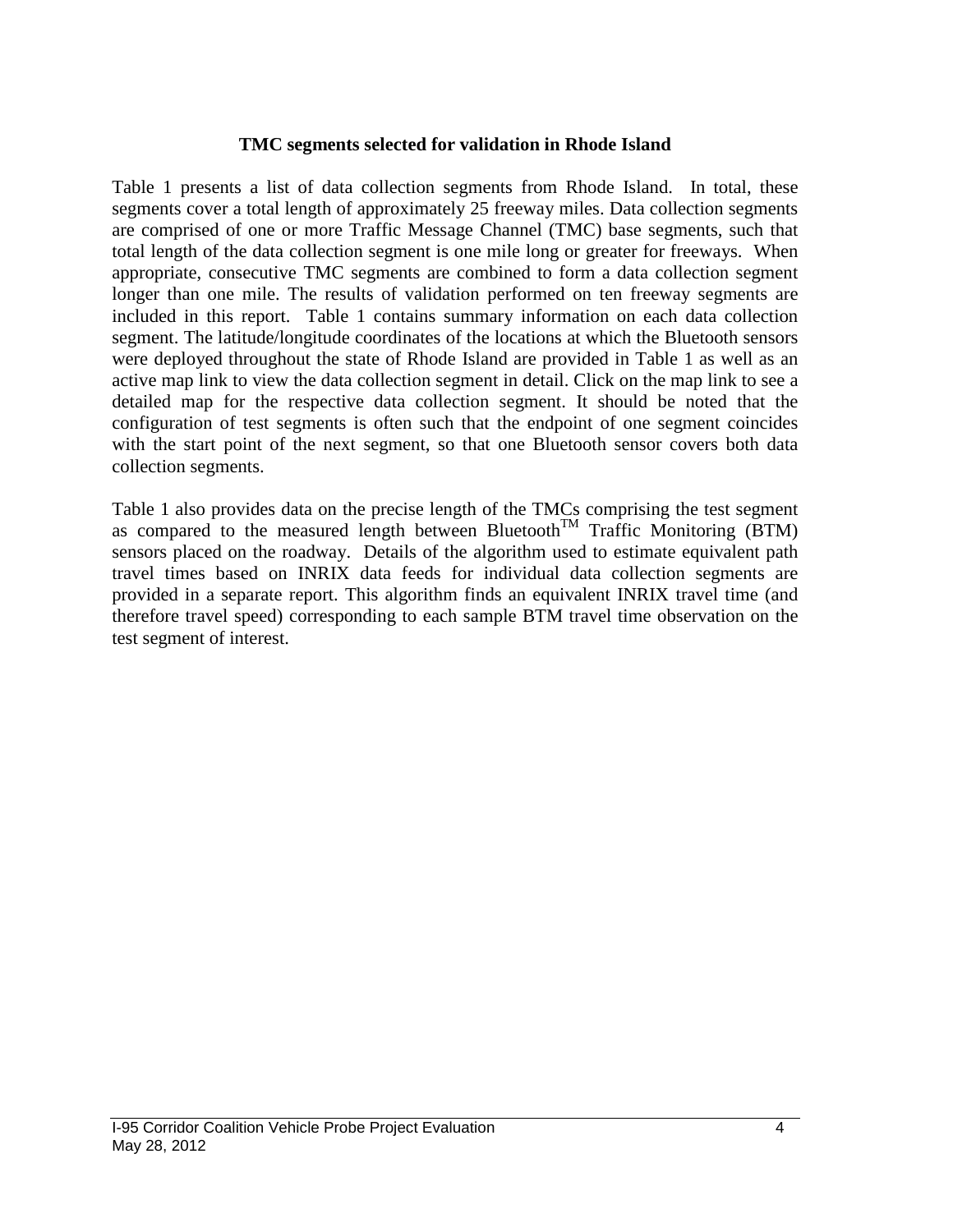## TMC segments selected for validation in Rhode Island

Table 1 presents a list of data collection segments from Rhode Island. In total, these segments cover a total length of approximately 25 freeway miles. Data collection segments are comprised of one or more Traffic Message Channel (TMC) base segments, such that total length of the data collection segment is one mile long or greater for freeways. When appropriate, consecutive TMC segments are combined to form a data collection segment longer than one mile. The results of validation performed on ten freeway segments are included in this report. Table 1 contains summary information on each data collection segment. The latitude/longitude coordinates of the locations at which the Bluetooth sensors were deployed throughout the state of Rhode Island are provided in Table 1 as well as an active map link to view the data collection segment in detail. Click on the map link to see a detailed map for the respective data collection segment. It should be noted that the configuration of test segments is often such that the endpoint of one segment coincides with the start point of the next segment, so that one Bluetooth sensor covers both data collection segments.

Table 1 also provides data on the precise length of the TMCs comprising the test segment as compared to the measured length between Bluetooth™ Traffic Monitoring (BTM) sensors placed on the roadway. Details of the algorithm used to estimate equivalent path travel times based on INRIX data feeds for individual data collection segments are provided in a separate report. This algorithm finds an equivalent INRIX travel time (and therefore travel speed) corresponding to each sample BTM travel time observation on the test segment of interest.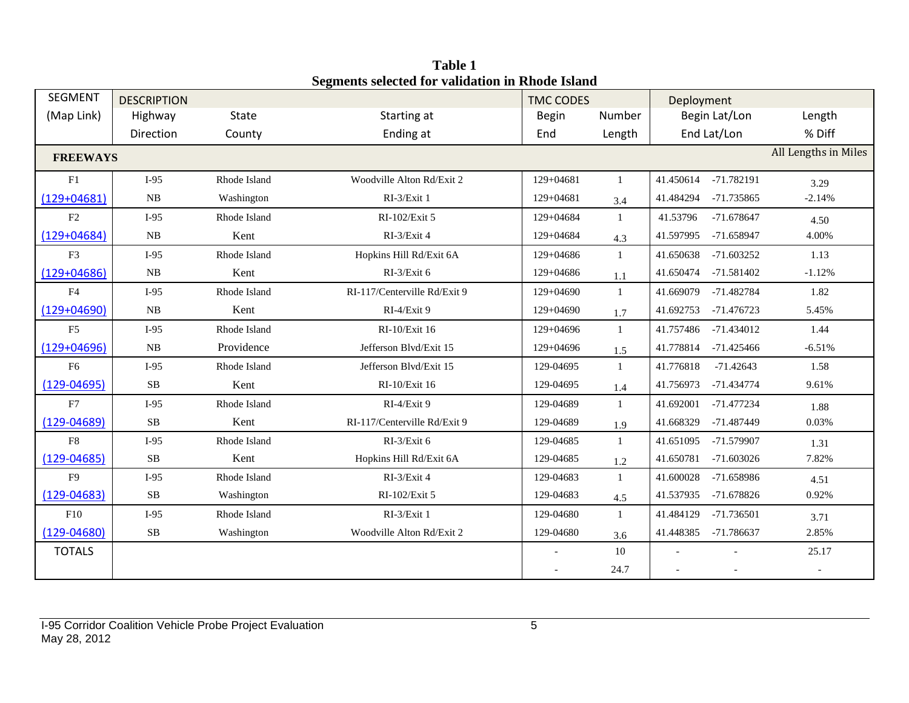**Table 1**
**Segments selected for validation in Rhode Island**

| SEGMENT | DESCRIPTION | | | TMC CODES | | Deployment | | |
|---|---|---|---|---|---|---|---|---|
| (Map Link) | Highway | State | Starting at | Begin | Number | Begin Lat/Lon | | Length |
| | Direction | County | Ending at | End | Length | End Lat/Lon | | % Diff |
| **FREEWAYS** | | | | | | | | All Lengths in Miles |
| F1 | I-95 | Rhode Island | Woodville Alton Rd/Exit 2 | 129+04681 | 1 | 41.450614 | -71.782191 | 3.29 |
| (129+04681) | NB | Washington | RI-3/Exit 1 | 129+04681 | 3.4 | 41.484294 | -71.735865 | -2.14% |
| F2 | I-95 | Rhode Island | RI-102/Exit 5 | 129+04684 | 1 | 41.53796 | -71.678647 | 4.50 |
| (129+04684) | NB | Kent | RI-3/Exit 4 | 129+04684 | 4.3 | 41.597995 | -71.658947 | 4.00% |
| F3 | I-95 | Rhode Island | Hopkins Hill Rd/Exit 6A | 129+04686 | 1 | 41.650638 | -71.603252 | 1.13 |
| (129+04686) | NB | Kent | RI-3/Exit 6 | 129+04686 | 1.1 | 41.650474 | -71.581402 | -1.12% |
| F4 | I-95 | Rhode Island | RI-117/Centerville Rd/Exit 9 | 129+04690 | 1 | 41.669079 | -71.482784 | 1.82 |
| (129+04690) | NB | Kent | RI-4/Exit 9 | 129+04690 | 1.7 | 41.692753 | -71.476723 | 5.45% |
| F5 | I-95 | Rhode Island | RI-10/Exit 16 | 129+04696 | 1 | 41.757486 | -71.434012 | 1.44 |
| (129+04696) | NB | Providence | Jefferson Blvd/Exit 15 | 129+04696 | 1.5 | 41.778814 | -71.425466 | -6.51% |
| F6 | I-95 | Rhode Island | Jefferson Blvd/Exit 15 | 129-04695 | 1 | 41.776818 | -71.42643 | 1.58 |
| (129-04695) | SB | Kent | RI-10/Exit 16 | 129-04695 | 1.4 | 41.756973 | -71.434774 | 9.61% |
| F7 | I-95 | Rhode Island | RI-4/Exit 9 | 129-04689 | 1 | 41.692001 | -71.477234 | 1.88 |
| (129-04689) | SB | Kent | RI-117/Centerville Rd/Exit 9 | 129-04689 | 1.9 | 41.668329 | -71.487449 | 0.03% |
| F8 | I-95 | Rhode Island | RI-3/Exit 6 | 129-04685 | 1 | 41.651095 | -71.579907 | 1.31 |
| (129-04685) | SB | Kent | Hopkins Hill Rd/Exit 6A | 129-04685 | 1.2 | 41.650781 | -71.603026 | 7.82% |
| F9 | I-95 | Rhode Island | RI-3/Exit 4 | 129-04683 | 1 | 41.600028 | -71.658986 | 4.51 |
| (129-04683) | SB | Washington | RI-102/Exit 5 | 129-04683 | 4.5 | 41.537935 | -71.678826 | 0.92% |
| F10 | I-95 | Rhode Island | RI-3/Exit 1 | 129-04680 | 1 | 41.484129 | -71.736501 | 3.71 |
| (129-04680) | SB | Washington | Woodville Alton Rd/Exit 2 | 129-04680 | 3.6 | 41.448385 | -71.786637 | 2.85% |
| TOTALS | | | | - | 10 | - | - | 25.17 |
| | | | | - | 24.7 | - | - | - |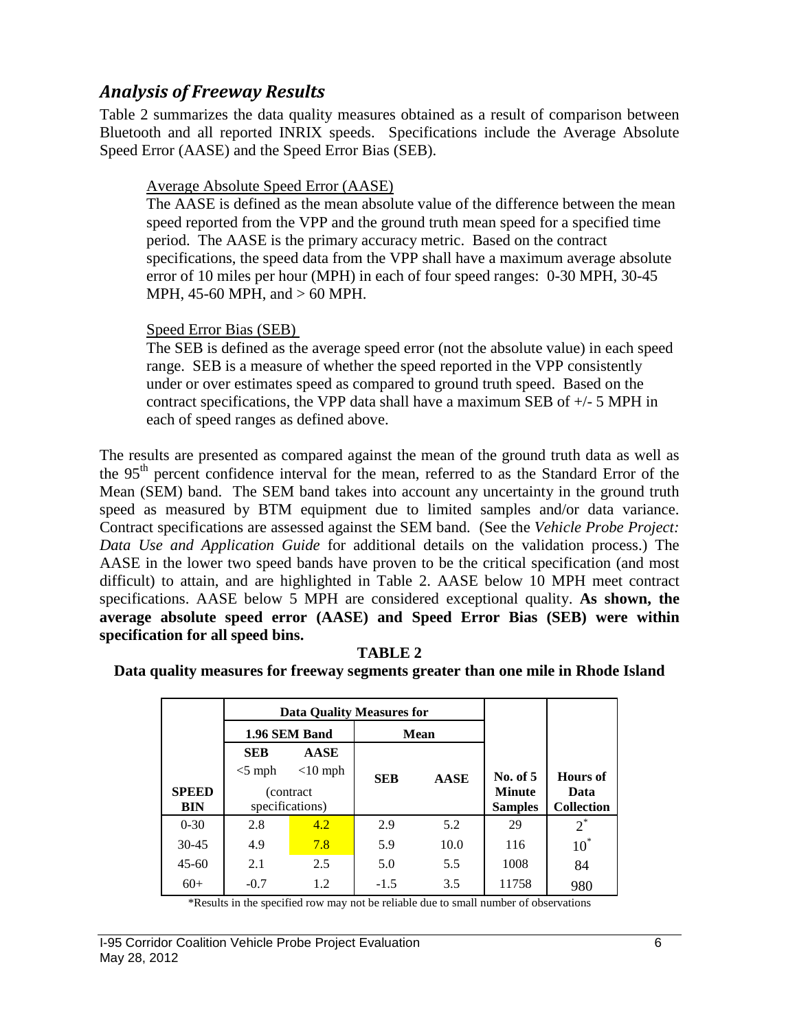## *Analysis of Freeway Results*

Table 2 summarizes the data quality measures obtained as a result of comparison between Bluetooth and all reported INRIX speeds. Specifications include the Average Absolute Speed Error (AASE) and the Speed Error Bias (SEB).

Average Absolute Speed Error (AASE)

The AASE is defined as the mean absolute value of the difference between the mean speed reported from the VPP and the ground truth mean speed for a specified time period. The AASE is the primary accuracy metric. Based on the contract specifications, the speed data from the VPP shall have a maximum average absolute error of 10 miles per hour (MPH) in each of four speed ranges: 0-30 MPH, 30-45 MPH, 45-60 MPH, and > 60 MPH.

Speed Error Bias (SEB)

The SEB is defined as the average speed error (not the absolute value) in each speed range. SEB is a measure of whether the speed reported in the VPP consistently under or over estimates speed as compared to ground truth speed. Based on the contract specifications, the VPP data shall have a maximum SEB of +/- 5 MPH in each of speed ranges as defined above.

The results are presented as compared against the mean of the ground truth data as well as the 95th percent confidence interval for the mean, referred to as the Standard Error of the Mean (SEM) band. The SEM band takes into account any uncertainty in the ground truth speed as measured by BTM equipment due to limited samples and/or data variance. Contract specifications are assessed against the SEM band. (See the *Vehicle Probe Project: Data Use and Application Guide* for additional details on the validation process.) The AASE in the lower two speed bands have proven to be the critical specification (and most difficult) to attain, and are highlighted in Table 2. AASE below 10 MPH meet contract specifications. AASE below 5 MPH are considered exceptional quality. **As shown, the average absolute speed error (AASE) and Speed Error Bias (SEB) were within specification for all speed bins.**

**TABLE 2**

**Data quality measures for freeway segments greater than one mile in Rhode Island**

| | Data Quality Measures for | | | | | |
|---|---|---|---|---|---|---|
| | 1.96 SEM Band | | Mean | | | |
| **SPEED BIN** | **SEB** <5 mph (contract specifications) | **AASE** <10 mph (contract specifications) | **SEB** | **AASE** | **No. of 5 Minute Samples** | **Hours of Data Collection** |
| 0-30 | 2.8 | 4.2 | 2.9 | 5.2 | 29 | 2* |
| 30-45 | 4.9 | 7.8 | 5.9 | 10.0 | 116 | 10* |
| 45-60 | 2.1 | 2.5 | 5.0 | 5.5 | 1008 | 84 |
| 60+ | -0.7 | 1.2 | -1.5 | 3.5 | 11758 | 980 |

*Results in the specified row may not be reliable due to small number of observations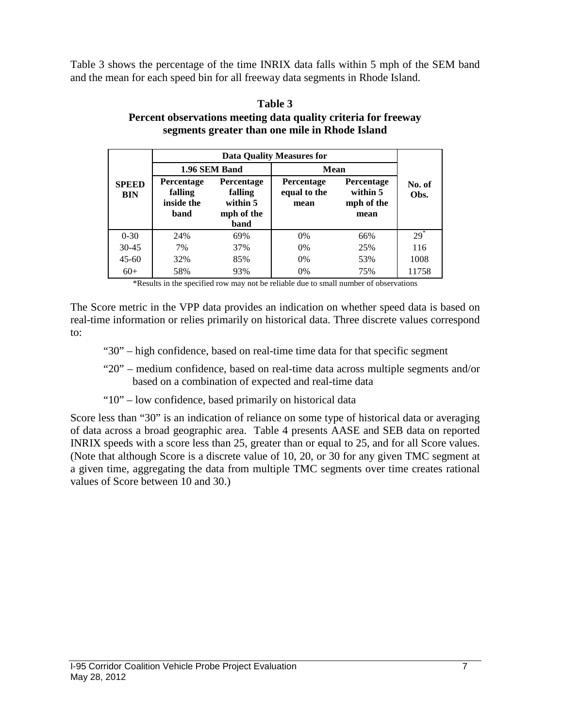Table 3 shows the percentage of the time INRIX data falls within 5 mph of the SEM band and the mean for each speed bin for all freeway data segments in Rhode Island.

**Table 3**
**Percent observations meeting data quality criteria for freeway segments greater than one mile in Rhode Island**

| SPEED BIN | Data Quality Measures for | | | | No. of Obs. |
|---|---|---|---|---|---|
| | 1.96 SEM Band | | Mean | | |
| | Percentage falling inside the band | Percentage falling within 5 mph of the band | Percentage equal to the mean | Percentage within 5 mph of the mean | |
| 0-30 | 24% | 69% | 0% | 66% | 29* |
| 30-45 | 7% | 37% | 0% | 25% | 116 |
| 45-60 | 32% | 85% | 0% | 53% | 1008 |
| 60+ | 58% | 93% | 0% | 75% | 11758 |

*Results in the specified row may not be reliable due to small number of observations

The Score metric in the VPP data provides an indication on whether speed data is based on real-time information or relies primarily on historical data. Three discrete values correspond to:

"30" – high confidence, based on real-time time data for that specific segment

"20" – medium confidence, based on real-time data across multiple segments and/or based on a combination of expected and real-time data

"10" – low confidence, based primarily on historical data

Score less than "30" is an indication of reliance on some type of historical data or averaging of data across a broad geographic area. Table 4 presents AASE and SEB data on reported INRIX speeds with a score less than 25, greater than or equal to 25, and for all Score values. (Note that although Score is a discrete value of 10, 20, or 30 for any given TMC segment at a given time, aggregating the data from multiple TMC segments over time creates rational values of Score between 10 and 30.)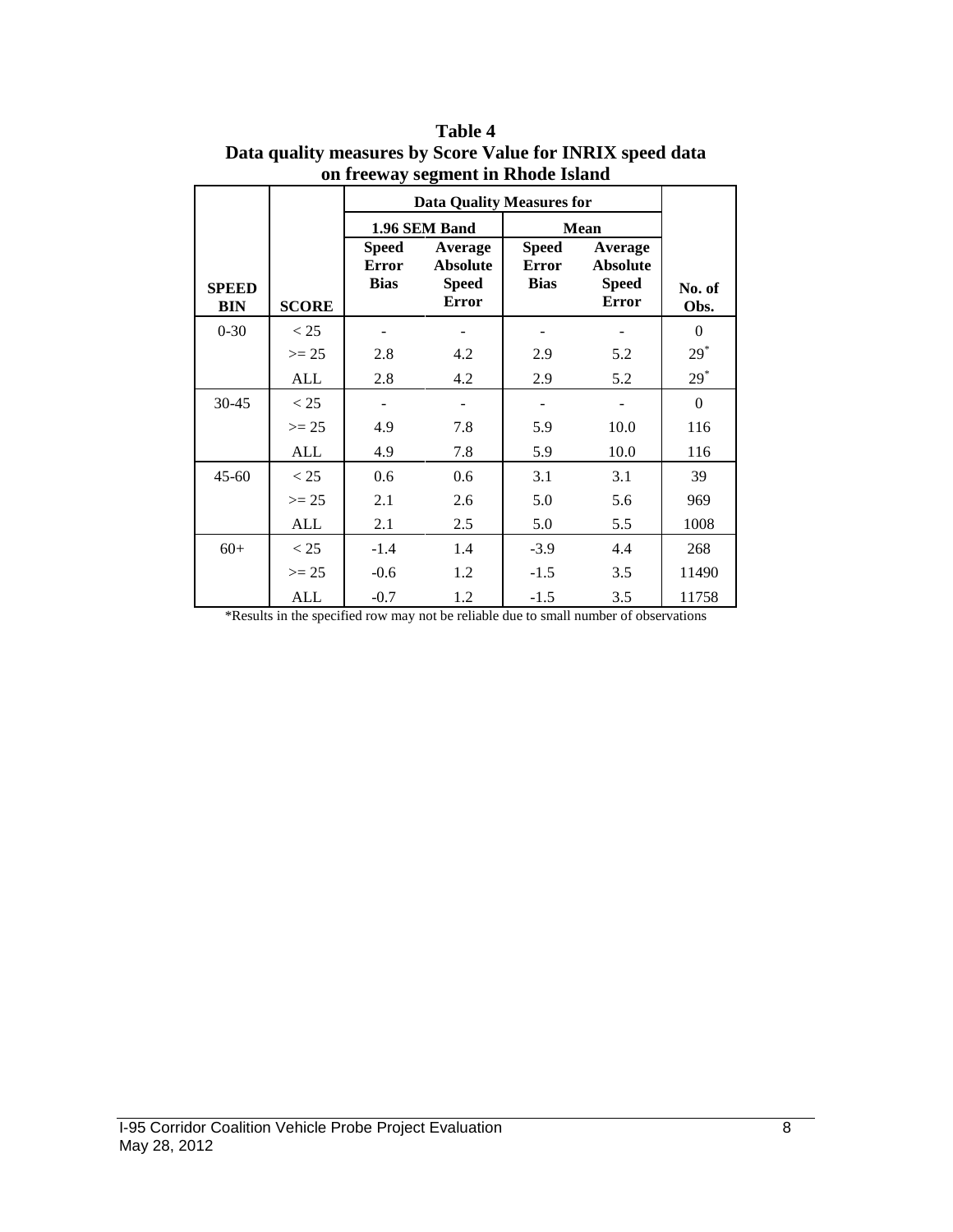**Table 4**
**Data quality measures by Score Value for INRIX speed data on freeway segment in Rhode Island**

| SPEED BIN | SCORE | Data Quality Measures for | | | | No. of Obs. |
|---|---|---|---|---|---|---|
| | | 1.96 SEM Band | | Mean | | |
| | | Speed Error Bias | Average Absolute Speed Error | Speed Error Bias | Average Absolute Speed Error | |
| 0-30 | < 25 | - | - | - | - | 0 |
| | >= 25 | 2.8 | 4.2 | 2.9 | 5.2 | 29* |
| | ALL | 2.8 | 4.2 | 2.9 | 5.2 | 29* |
| 30-45 | < 25 | - | - | - | - | 0 |
| | >= 25 | 4.9 | 7.8 | 5.9 | 10.0 | 116 |
| | ALL | 4.9 | 7.8 | 5.9 | 10.0 | 116 |
| 45-60 | < 25 | 0.6 | 0.6 | 3.1 | 3.1 | 39 |
| | >= 25 | 2.1 | 2.6 | 5.0 | 5.6 | 969 |
| | ALL | 2.1 | 2.5 | 5.0 | 5.5 | 1008 |
| 60+ | < 25 | -1.4 | 1.4 | -3.9 | 4.4 | 268 |
| | >= 25 | -0.6 | 1.2 | -1.5 | 3.5 | 11490 |
| | ALL | -0.7 | 1.2 | -1.5 | 3.5 | 11758 |

*Results in the specified row may not be reliable due to small number of observations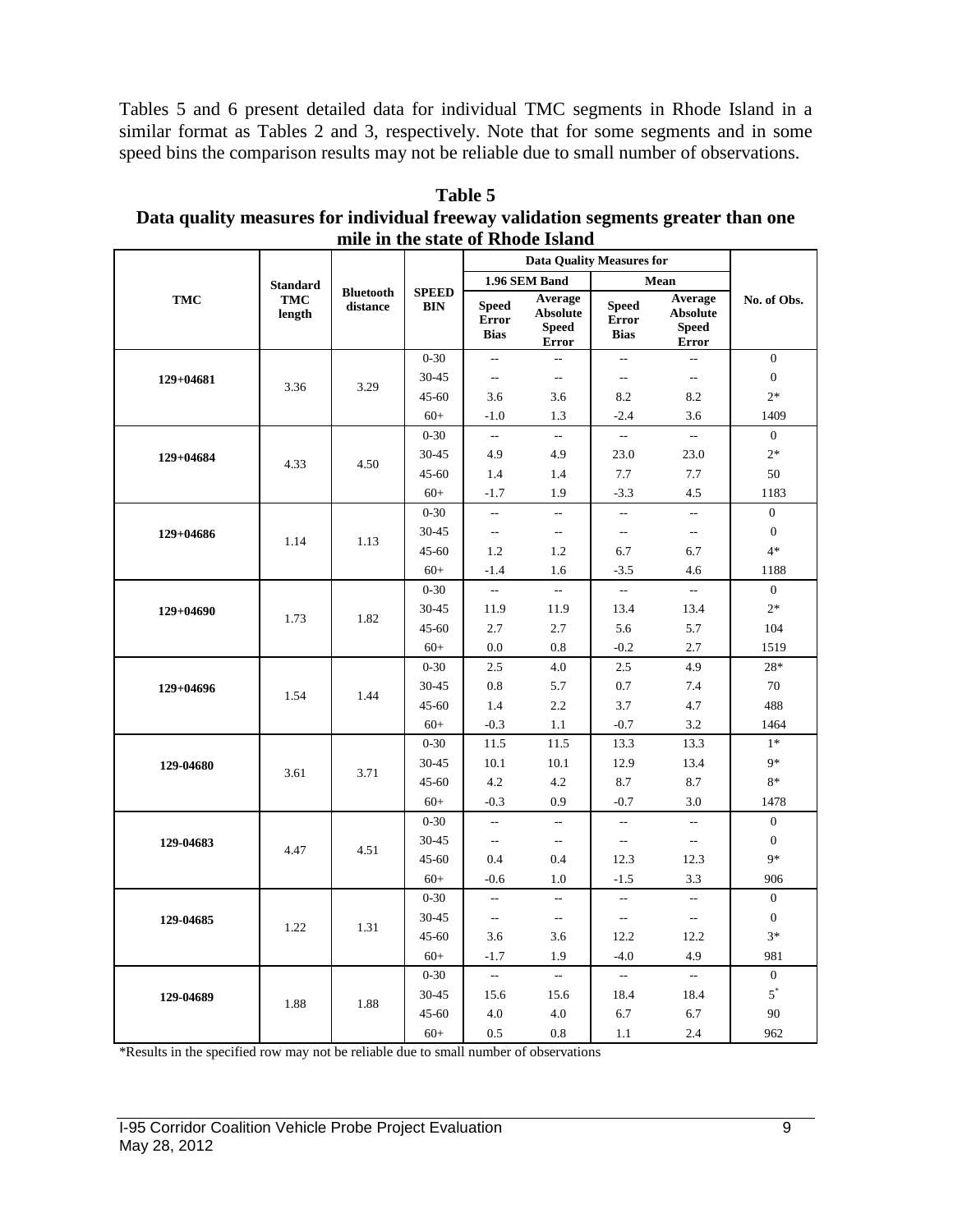Tables 5 and 6 present detailed data for individual TMC segments in Rhode Island in a similar format as Tables 2 and 3, respectively. Note that for some segments and in some speed bins the comparison results may not be reliable due to small number of observations.

**Table 5**
**Data quality measures for individual freeway validation segments greater than one mile in the state of Rhode Island**

| TMC | Standard TMC length | Bluetooth distance | SPEED BIN | Data Quality Measures for | | | | No. of Obs. |
|---|---|---|---|---|---|---|---|---|
| | | | | 1.96 SEM Band | | Mean | | |
| | | | | Speed Error Bias | Average Absolute Speed Error | Speed Error Bias | Average Absolute Speed Error | |
| 129+04681 | 3.36 | 3.29 | 0-30 | -- | -- | -- | -- | 0 |
| | | | 30-45 | -- | -- | -- | -- | 0 |
| | | | 45-60 | 3.6 | 3.6 | 8.2 | 8.2 | 2* |
| | | | 60+ | -1.0 | 1.3 | -2.4 | 3.6 | 1409 |
| 129+04684 | 4.33 | 4.50 | 0-30 | -- | -- | -- | -- | 0 |
| | | | 30-45 | 4.9 | 4.9 | 23.0 | 23.0 | 2* |
| | | | 45-60 | 1.4 | 1.4 | 7.7 | 7.7 | 50 |
| | | | 60+ | -1.7 | 1.9 | -3.3 | 4.5 | 1183 |
| 129+04686 | 1.14 | 1.13 | 0-30 | -- | -- | -- | -- | 0 |
| | | | 30-45 | -- | -- | -- | -- | 0 |
| | | | 45-60 | 1.2 | 1.2 | 6.7 | 6.7 | 4* |
| | | | 60+ | -1.4 | 1.6 | -3.5 | 4.6 | 1188 |
| 129+04690 | 1.73 | 1.82 | 0-30 | -- | -- | -- | -- | 0 |
| | | | 30-45 | 11.9 | 11.9 | 13.4 | 13.4 | 2* |
| | | | 45-60 | 2.7 | 2.7 | 5.6 | 5.7 | 104 |
| | | | 60+ | 0.0 | 0.8 | -0.2 | 2.7 | 1519 |
| 129+04696 | 1.54 | 1.44 | 0-30 | 2.5 | 4.0 | 2.5 | 4.9 | 28* |
| | | | 30-45 | 0.8 | 5.7 | 0.7 | 7.4 | 70 |
| | | | 45-60 | 1.4 | 2.2 | 3.7 | 4.7 | 488 |
| | | | 60+ | -0.3 | 1.1 | -0.7 | 3.2 | 1464 |
| 129-04680 | 3.61 | 3.71 | 0-30 | 11.5 | 11.5 | 13.3 | 13.3 | 1* |
| | | | 30-45 | 10.1 | 10.1 | 12.9 | 13.4 | 9* |
| | | | 45-60 | 4.2 | 4.2 | 8.7 | 8.7 | 8* |
| | | | 60+ | -0.3 | 0.9 | -0.7 | 3.0 | 1478 |
| 129-04683 | 4.47 | 4.51 | 0-30 | -- | -- | -- | -- | 0 |
| | | | 30-45 | -- | -- | -- | -- | 0 |
| | | | 45-60 | 0.4 | 0.4 | 12.3 | 12.3 | 9* |
| | | | 60+ | -0.6 | 1.0 | -1.5 | 3.3 | 906 |
| 129-04685 | 1.22 | 1.31 | 0-30 | -- | -- | -- | -- | 0 |
| | | | 30-45 | -- | -- | -- | -- | 0 |
| | | | 45-60 | 3.6 | 3.6 | 12.2 | 12.2 | 3* |
| | | | 60+ | -1.7 | 1.9 | -4.0 | 4.9 | 981 |
| 129-04689 | 1.88 | 1.88 | 0-30 | -- | -- | -- | -- | 0 |
| | | | 30-45 | 15.6 | 15.6 | 18.4 | 18.4 | 5* |
| | | | 45-60 | 4.0 | 4.0 | 6.7 | 6.7 | 90 |
| | | | 60+ | 0.5 | 0.8 | 1.1 | 2.4 | 962 |

*Results in the specified row may not be reliable due to small number of observations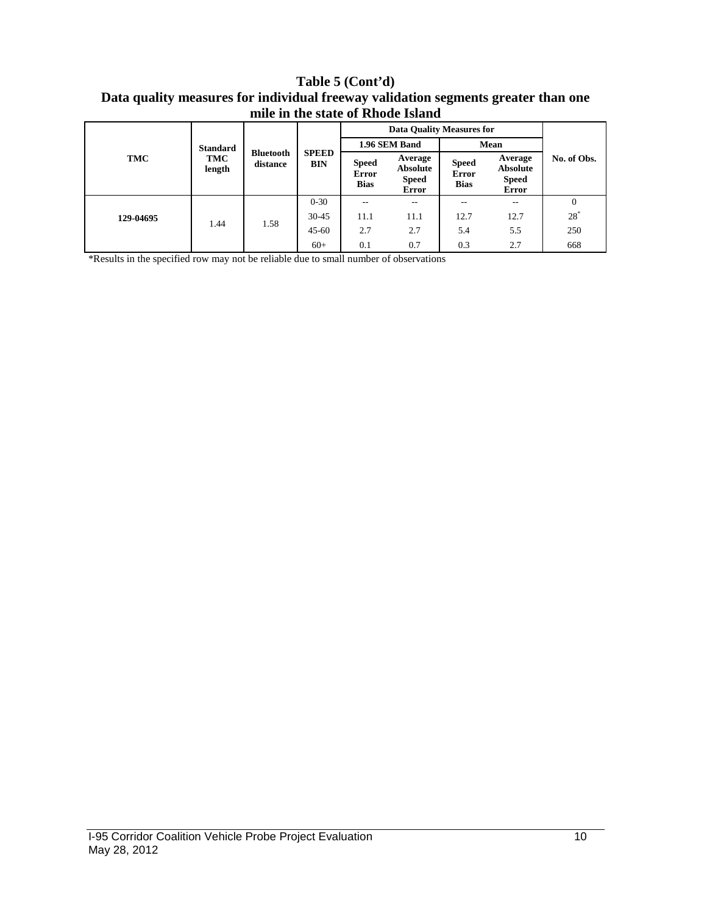**Table 5 (Cont'd)**
**Data quality measures for individual freeway validation segments greater than one mile in the state of Rhode Island**

| TMC | Standard TMC length | Bluetooth distance | SPEED BIN | Data Quality Measures for 1.96 SEM Band | | Data Quality Measures for Mean | | No. of Obs. |
|---|---|---|---|---|---|---|---|---|
| | | | | Speed Error Bias | Average Absolute Speed Error | Speed Error Bias | Average Absolute Speed Error | |
| 129-04695 | 1.44 | 1.58 | 0-30 | -- | -- | -- | -- | 0 |
| | | | 30-45 | 11.1 | 11.1 | 12.7 | 12.7 | 28* |
| | | | 45-60 | 2.7 | 2.7 | 5.4 | 5.5 | 250 |
| | | | 60+ | 0.1 | 0.7 | 0.3 | 2.7 | 668 |

*Results in the specified row may not be reliable due to small number of observations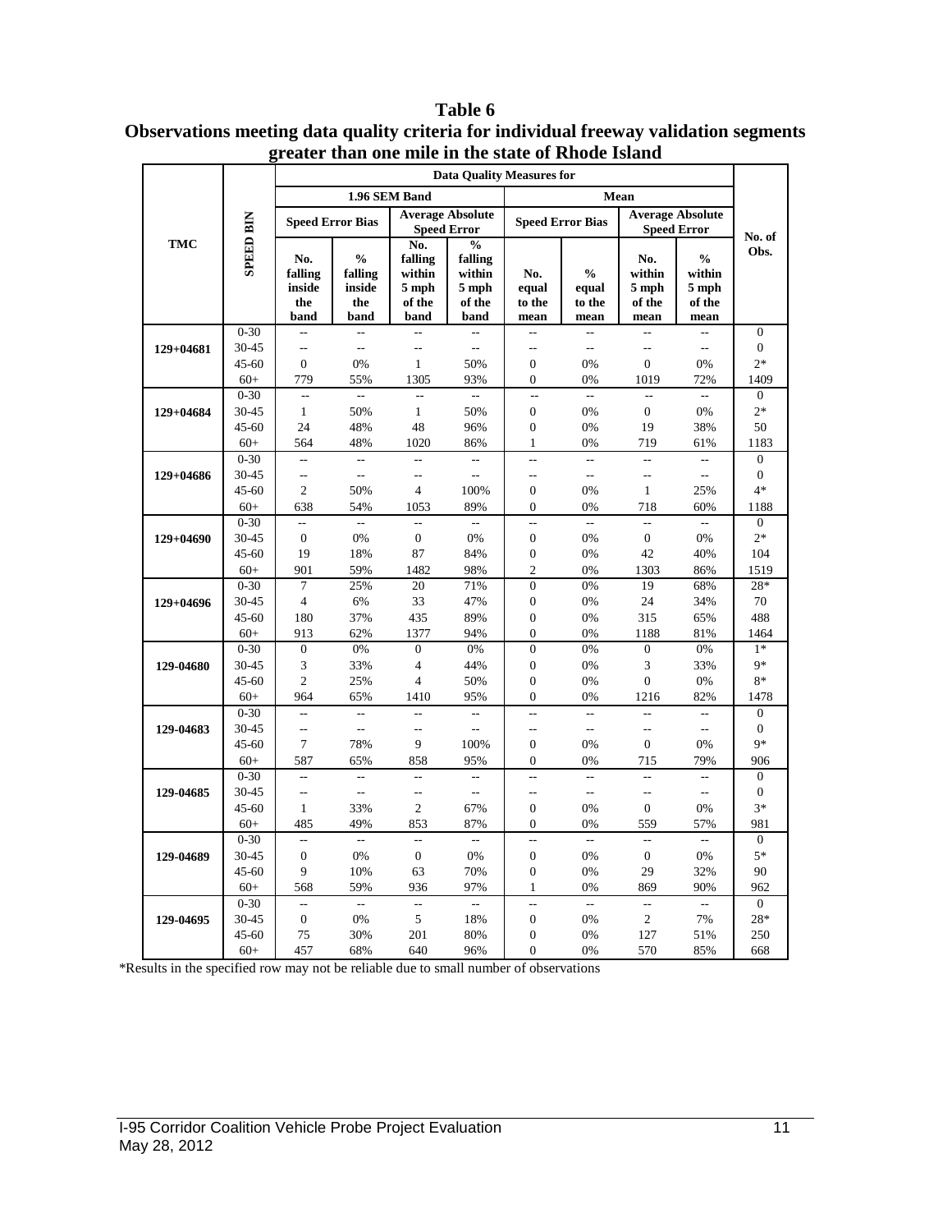**Table 6**
**Observations meeting data quality criteria for individual freeway validation segments greater than one mile in the state of Rhode Island**

| TMC | SPEED BIN | Data Quality Measures for | | | | | | | | No. of Obs. |
|---|---|---|---|---|---|---|---|---|---|---|
| | | 1.96 SEM Band | | | | Mean | | | | |
| | | Speed Error Bias | | Average Absolute Speed Error | | Speed Error Bias | | Average Absolute Speed Error | | |
| | | No. falling inside the band | % falling inside the band | No. falling within 5 mph of the band | % falling within 5 mph of the band | No. equal to the mean | % equal to the mean | No. within 5 mph of the mean | % within 5 mph of the mean | |
| 129+04681 | 0-30 | -- | -- | -- | -- | -- | -- | -- | -- | 0 |
| | 30-45 | -- | -- | -- | -- | -- | -- | -- | -- | 0 |
| | 45-60 | 0 | 0% | 1 | 50% | 0 | 0% | 0 | 0% | 2* |
| | 60+ | 779 | 55% | 1305 | 93% | 0 | 0% | 1019 | 72% | 1409 |
| 129+04684 | 0-30 | -- | -- | -- | -- | -- | -- | -- | -- | 0 |
| | 30-45 | 1 | 50% | 1 | 50% | 0 | 0% | 0 | 0% | 2* |
| | 45-60 | 24 | 48% | 48 | 96% | 0 | 0% | 19 | 38% | 50 |
| | 60+ | 564 | 48% | 1020 | 86% | 1 | 0% | 719 | 61% | 1183 |
| 129+04686 | 0-30 | -- | -- | -- | -- | -- | -- | -- | -- | 0 |
| | 30-45 | -- | -- | -- | -- | -- | -- | -- | -- | 0 |
| | 45-60 | 2 | 50% | 4 | 100% | 0 | 0% | 1 | 25% | 4* |
| | 60+ | 638 | 54% | 1053 | 89% | 0 | 0% | 718 | 60% | 1188 |
| 129+04690 | 0-30 | -- | -- | -- | -- | -- | -- | -- | -- | 0 |
| | 30-45 | 0 | 0% | 0 | 0% | 0 | 0% | 0 | 0% | 2* |
| | 45-60 | 19 | 18% | 87 | 84% | 0 | 0% | 42 | 40% | 104 |
| | 60+ | 901 | 59% | 1482 | 98% | 2 | 0% | 1303 | 86% | 1519 |
| 129+04696 | 0-30 | 7 | 25% | 20 | 71% | 0 | 0% | 19 | 68% | 28* |
| | 30-45 | 4 | 6% | 33 | 47% | 0 | 0% | 24 | 34% | 70 |
| | 45-60 | 180 | 37% | 435 | 89% | 0 | 0% | 315 | 65% | 488 |
| | 60+ | 913 | 62% | 1377 | 94% | 0 | 0% | 1188 | 81% | 1464 |
| 129-04680 | 0-30 | 0 | 0% | 0 | 0% | 0 | 0% | 0 | 0% | 1* |
| | 30-45 | 3 | 33% | 4 | 44% | 0 | 0% | 3 | 33% | 9* |
| | 45-60 | 2 | 25% | 4 | 50% | 0 | 0% | 0 | 0% | 8* |
| | 60+ | 964 | 65% | 1410 | 95% | 0 | 0% | 1216 | 82% | 1478 |
| 129-04683 | 0-30 | -- | -- | -- | -- | -- | -- | -- | -- | 0 |
| | 30-45 | -- | -- | -- | -- | -- | -- | -- | -- | 0 |
| | 45-60 | 7 | 78% | 9 | 100% | 0 | 0% | 0 | 0% | 9* |
| | 60+ | 587 | 65% | 858 | 95% | 0 | 0% | 715 | 79% | 906 |
| 129-04685 | 0-30 | -- | -- | -- | -- | -- | -- | -- | -- | 0 |
| | 30-45 | -- | -- | -- | -- | -- | -- | -- | -- | 0 |
| | 45-60 | 1 | 33% | 2 | 67% | 0 | 0% | 0 | 0% | 3* |
| | 60+ | 485 | 49% | 853 | 87% | 0 | 0% | 559 | 57% | 981 |
| 129-04689 | 0-30 | -- | -- | -- | -- | -- | -- | -- | -- | 0 |
| | 30-45 | 0 | 0% | 0 | 0% | 0 | 0% | 0 | 0% | 5* |
| | 45-60 | 9 | 10% | 63 | 70% | 0 | 0% | 29 | 32% | 90 |
| | 60+ | 568 | 59% | 936 | 97% | 1 | 0% | 869 | 90% | 962 |
| 129-04695 | 0-30 | -- | -- | -- | -- | -- | -- | -- | -- | 0 |
| | 30-45 | 0 | 0% | 5 | 18% | 0 | 0% | 2 | 7% | 28* |
| | 45-60 | 75 | 30% | 201 | 80% | 0 | 0% | 127 | 51% | 250 |
| | 60+ | 457 | 68% | 640 | 96% | 0 | 0% | 570 | 85% | 668 |

*Results in the specified row may not be reliable due to small number of observations